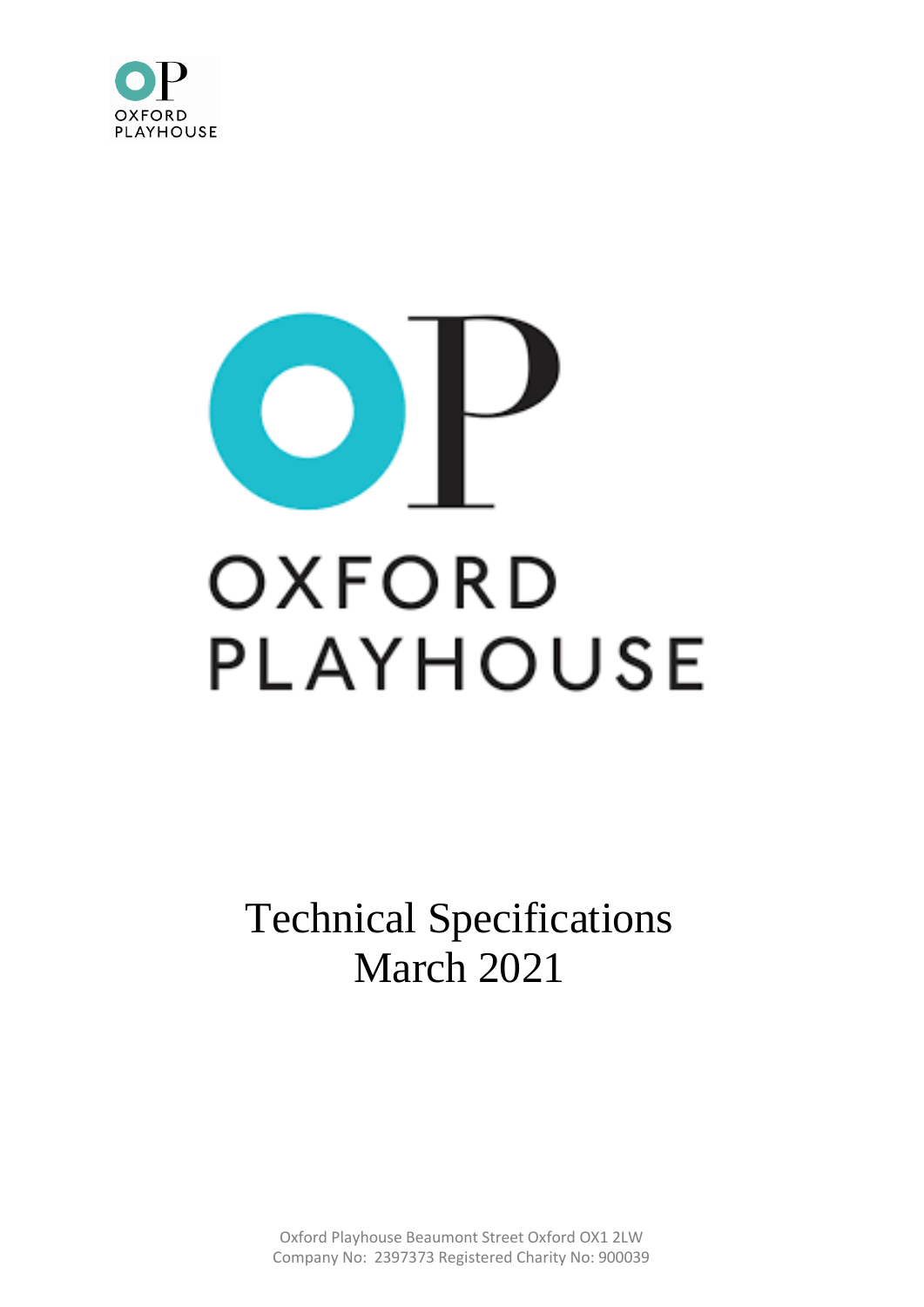OXFORD PLAYHOUSE

# Technical Specifications
March 2021

Oxford Playhouse Beaumont Street Oxford OX1 2LW
Company No: 2397373 Registered Charity No: 900039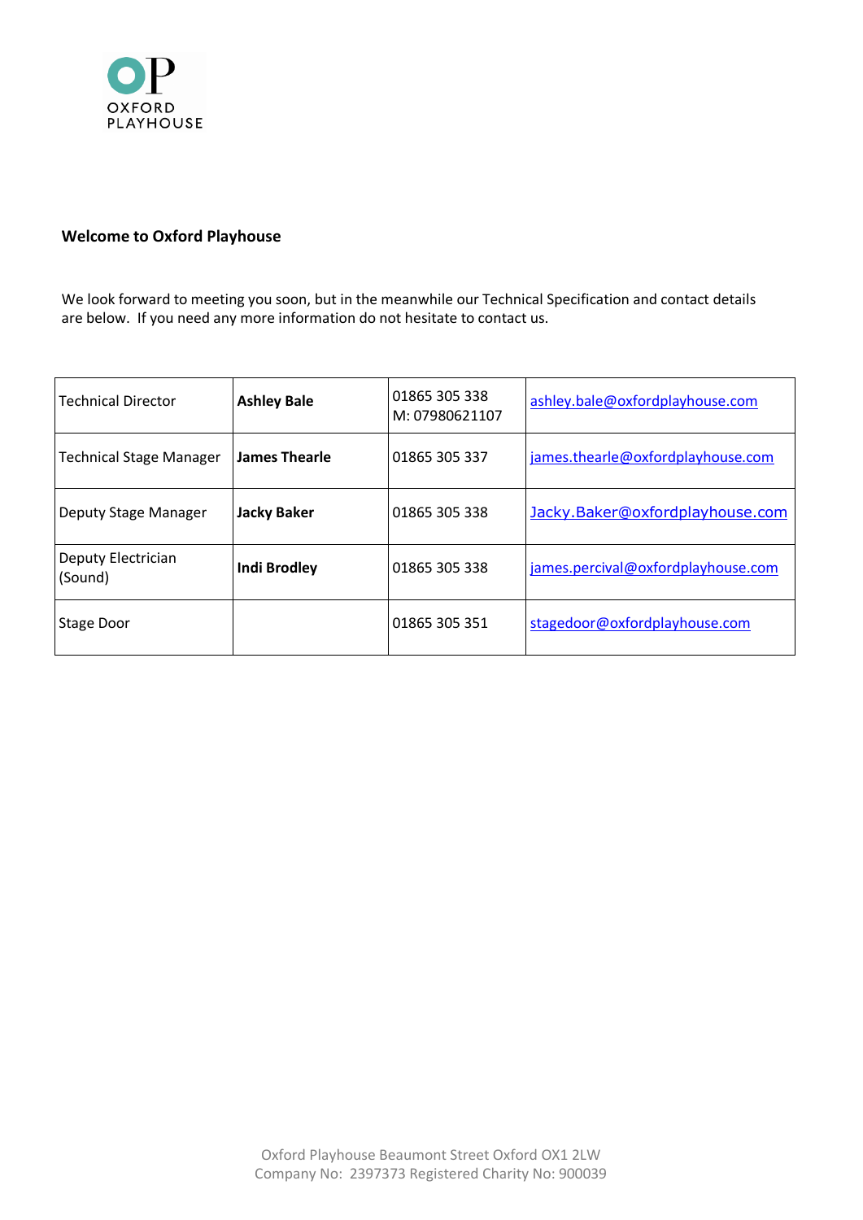OXFORD PLAYHOUSE

**Welcome to Oxford Playhouse**

We look forward to meeting you soon, but in the meanwhile our Technical Specification and contact details are below. If you need any more information do not hesitate to contact us.

| | | | |
|---|---|---|---|
| Technical Director | **Ashley Bale** | 01865 305 338<br>M: 07980621107 | ashley.bale@oxfordplayhouse.com |
| Technical Stage Manager | **James Thearle** | 01865 305 337 | james.thearle@oxfordplayhouse.com |
| Deputy Stage Manager | **Jacky Baker** | 01865 305 338 | Jacky.Baker@oxfordplayhouse.com |
| Deputy Electrician (Sound) | **Indi Brodley** | 01865 305 338 | james.percival@oxfordplayhouse.com |
| Stage Door | | 01865 305 351 | stagedoor@oxfordplayhouse.com |

Oxford Playhouse Beaumont Street Oxford OX1 2LW
Company No: 2397373 Registered Charity No: 900039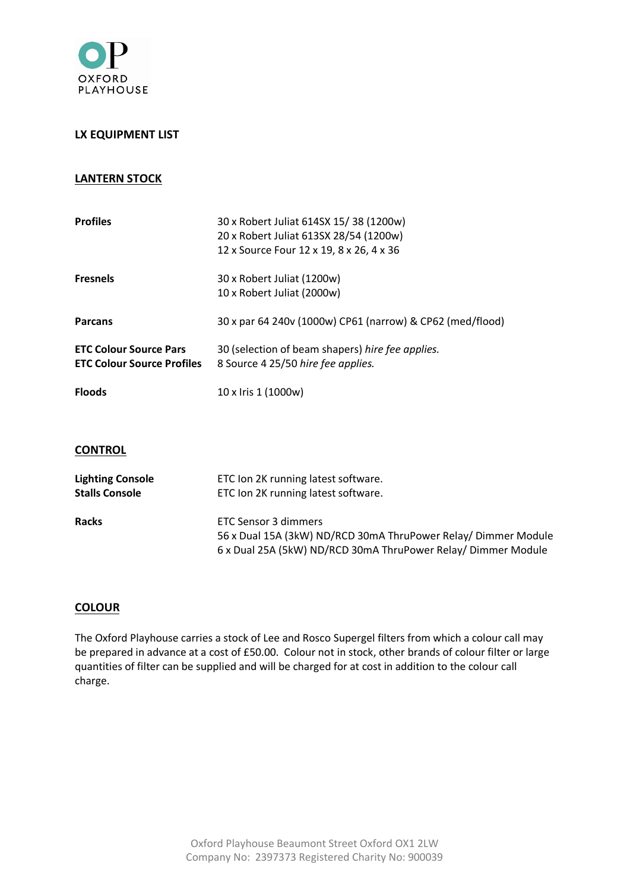## LX EQUIPMENT LIST

### LANTERN STOCK

| | |
|---|---|
| **Profiles** | 30 x Robert Juliat 614SX 15/ 38 (1200w)<br>20 x Robert Juliat 613SX 28/54 (1200w)<br>12 x Source Four 12 x 19, 8 x 26, 4 x 36 |
| **Fresnels** | 30 x Robert Juliat (1200w)<br>10 x Robert Juliat (2000w) |
| **Parcans** | 30 x par 64 240v (1000w) CP61 (narrow) & CP62 (med/flood) |
| **ETC Colour Source Pars** | 30 (selection of beam shapers) *hire fee applies.* |
| **ETC Colour Source Profiles** | 8 Source 4 25/50 *hire fee applies.* |
| **Floods** | 10 x Iris 1 (1000w) |

### CONTROL

| | |
|---|---|
| **Lighting Console** | ETC Ion 2K running latest software. |
| **Stalls Console** | ETC Ion 2K running latest software. |
| **Racks** | ETC Sensor 3 dimmers<br>56 x Dual 15A (3kW) ND/RCD 30mA ThruPower Relay/ Dimmer Module<br>6 x Dual 25A (5kW) ND/RCD 30mA ThruPower Relay/ Dimmer Module |

### COLOUR

The Oxford Playhouse carries a stock of Lee and Rosco Supergel filters from which a colour call may be prepared in advance at a cost of £50.00. Colour not in stock, other brands of colour filter or large quantities of filter can be supplied and will be charged for at cost in addition to the colour call charge.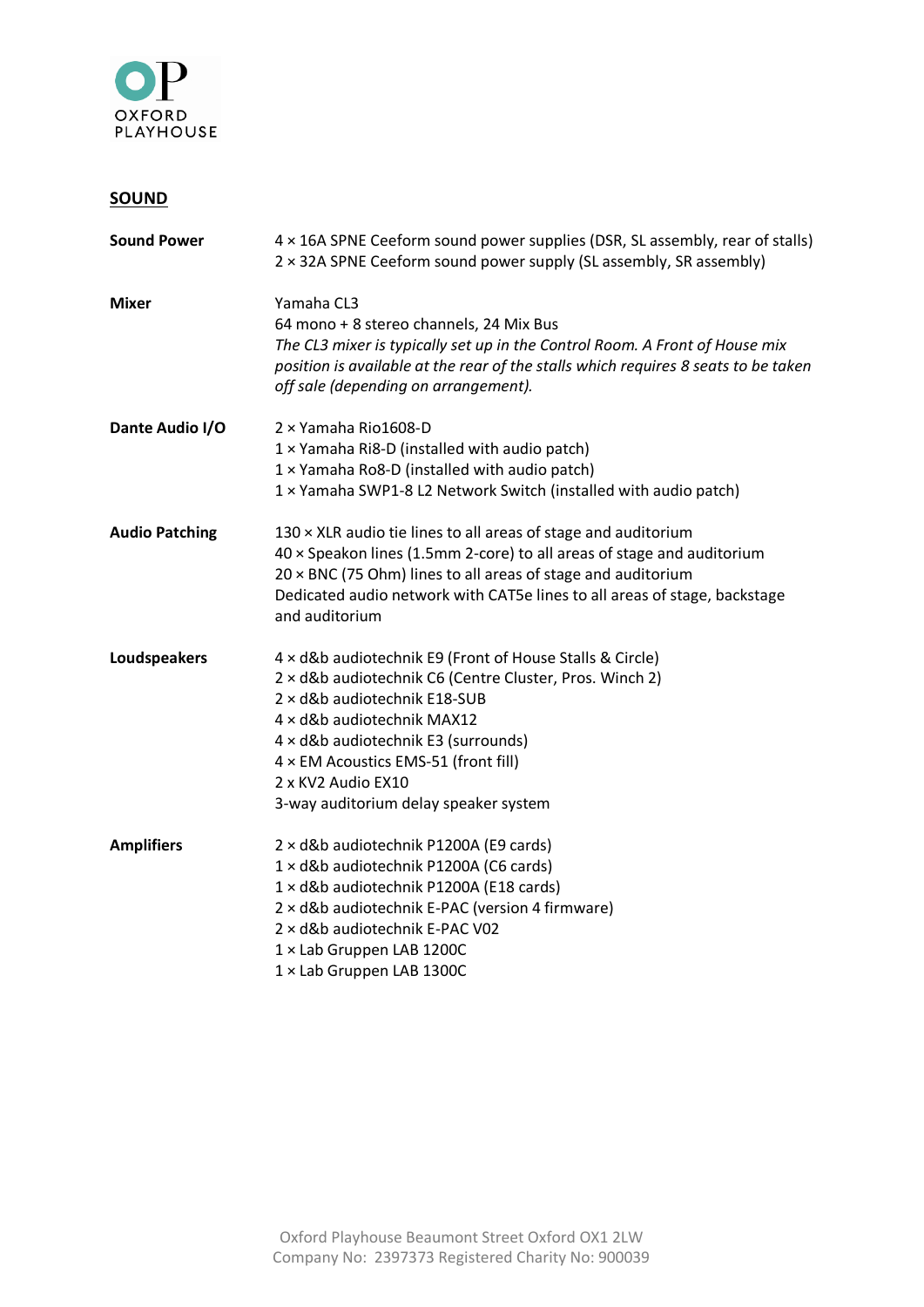## SOUND

| | |
|---|---|
| **Sound Power** | 4 × 16A SPNE Ceeform sound power supplies (DSR, SL assembly, rear of stalls)<br>2 × 32A SPNE Ceeform sound power supply (SL assembly, SR assembly) |
| **Mixer** | Yamaha CL3<br>64 mono + 8 stereo channels, 24 Mix Bus<br>*The CL3 mixer is typically set up in the Control Room. A Front of House mix position is available at the rear of the stalls which requires 8 seats to be taken off sale (depending on arrangement).* |
| **Dante Audio I/O** | 2 × Yamaha Rio1608-D<br>1 × Yamaha Ri8-D (installed with audio patch)<br>1 × Yamaha Ro8-D (installed with audio patch)<br>1 × Yamaha SWP1-8 L2 Network Switch (installed with audio patch) |
| **Audio Patching** | 130 × XLR audio tie lines to all areas of stage and auditorium<br>40 × Speakon lines (1.5mm 2-core) to all areas of stage and auditorium<br>20 × BNC (75 Ohm) lines to all areas of stage and auditorium<br>Dedicated audio network with CAT5e lines to all areas of stage, backstage and auditorium |
| **Loudspeakers** | 4 × d&b audiotechnik E9 (Front of House Stalls & Circle)<br>2 × d&b audiotechnik C6 (Centre Cluster, Pros. Winch 2)<br>2 × d&b audiotechnik E18-SUB<br>4 × d&b audiotechnik MAX12<br>4 × d&b audiotechnik E3 (surrounds)<br>4 × EM Acoustics EMS-51 (front fill)<br>2 x KV2 Audio EX10<br>3-way auditorium delay speaker system |
| **Amplifiers** | 2 × d&b audiotechnik P1200A (E9 cards)<br>1 × d&b audiotechnik P1200A (C6 cards)<br>1 × d&b audiotechnik P1200A (E18 cards)<br>2 × d&b audiotechnik E-PAC (version 4 firmware)<br>2 × d&b audiotechnik E-PAC V02<br>1 × Lab Gruppen LAB 1200C<br>1 × Lab Gruppen LAB 1300C |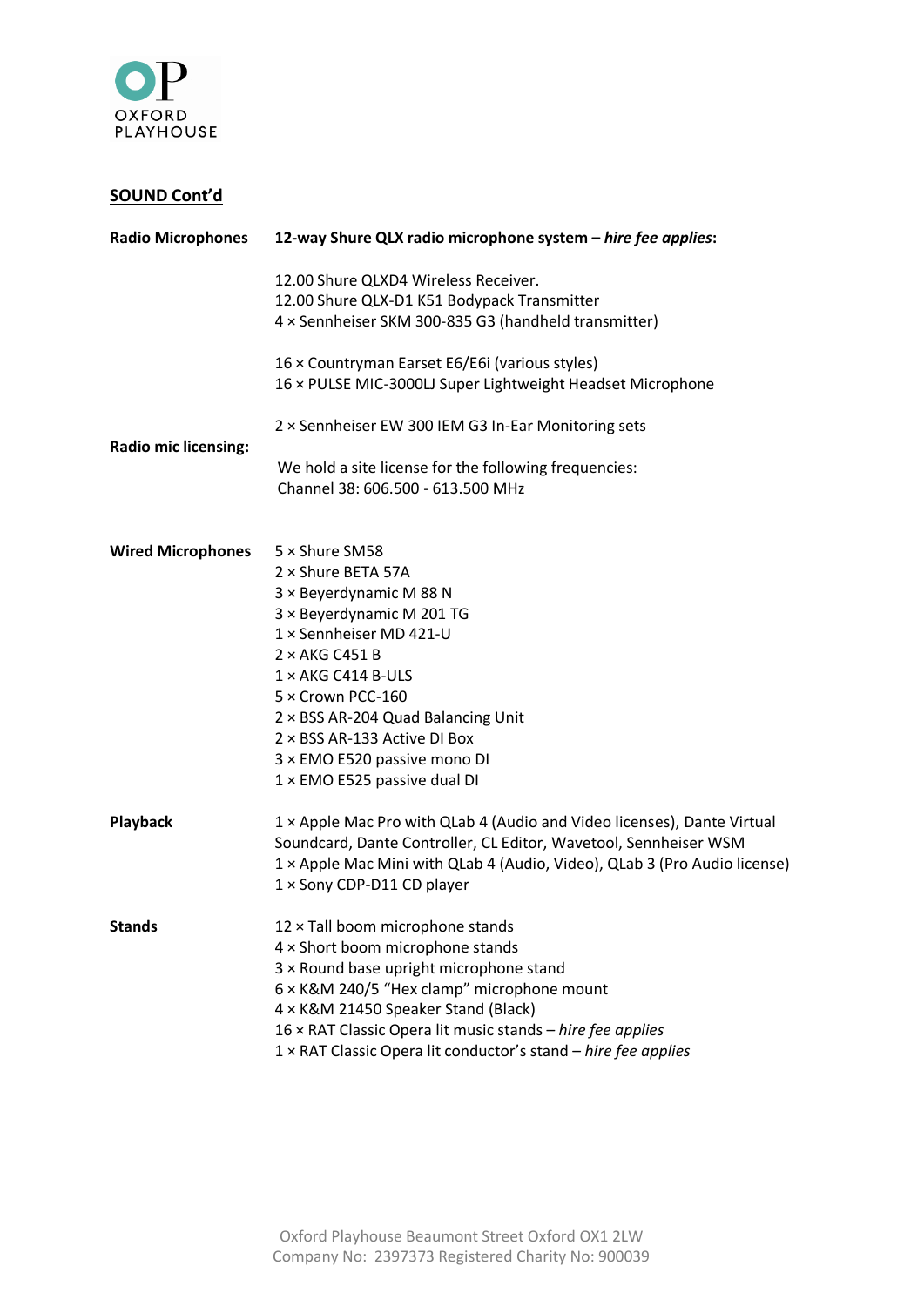## SOUND Cont'd

**Radio Microphones** — **12-way Shure QLX radio microphone system – *hire fee applies*:**

12.00 Shure QLXD4 Wireless Receiver.
12.00 Shure QLX-D1 K51 Bodypack Transmitter
4 × Sennheiser SKM 300-835 G3 (handheld transmitter)

16 × Countryman Earset E6/E6i (various styles)
16 × PULSE MIC-3000LJ Super Lightweight Headset Microphone

2 × Sennheiser EW 300 IEM G3 In-Ear Monitoring sets

**Radio mic licensing:**

We hold a site license for the following frequencies:
Channel 38: 606.500 - 613.500 MHz

**Wired Microphones**

5 × Shure SM58
2 × Shure BETA 57A
3 × Beyerdynamic M 88 N
3 × Beyerdynamic M 201 TG
1 × Sennheiser MD 421-U
2 × AKG C451 B
1 × AKG C414 B-ULS
5 × Crown PCC-160
2 × BSS AR-204 Quad Balancing Unit
2 × BSS AR-133 Active DI Box
3 × EMO E520 passive mono DI
1 × EMO E525 passive dual DI

**Playback**

1 × Apple Mac Pro with QLab 4 (Audio and Video licenses), Dante Virtual Soundcard, Dante Controller, CL Editor, Wavetool, Sennheiser WSM
1 × Apple Mac Mini with QLab 4 (Audio, Video), QLab 3 (Pro Audio license)
1 × Sony CDP-D11 CD player

**Stands**

12 × Tall boom microphone stands
4 × Short boom microphone stands
3 × Round base upright microphone stand
6 × K&M 240/5 "Hex clamp" microphone mount
4 × K&M 21450 Speaker Stand (Black)
16 × RAT Classic Opera lit music stands – *hire fee applies*
1 × RAT Classic Opera lit conductor's stand – *hire fee applies*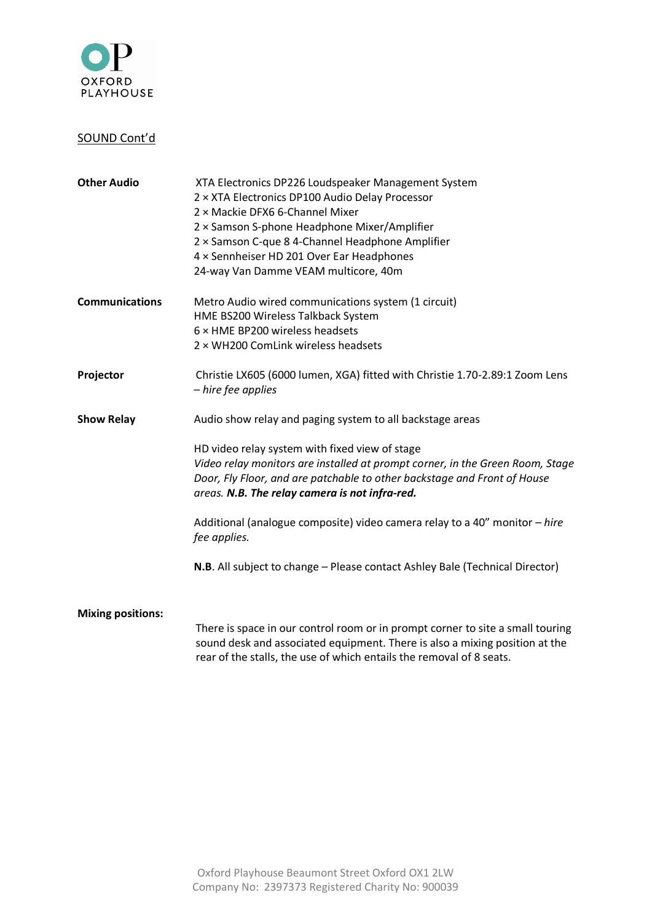SOUND Cont'd

**Other Audio**

XTA Electronics DP226 Loudspeaker Management System
2 × XTA Electronics DP100 Audio Delay Processor
2 × Mackie DFX6 6-Channel Mixer
2 × Samson S-phone Headphone Mixer/Amplifier
2 × Samson C-que 8 4-Channel Headphone Amplifier
4 × Sennheiser HD 201 Over Ear Headphones
24-way Van Damme VEAM multicore, 40m

**Communications**

Metro Audio wired communications system (1 circuit)
HME BS200 Wireless Talkback System
6 × HME BP200 wireless headsets
2 × WH200 ComLink wireless headsets

**Projector**

Christie LX605 (6000 lumen, XGA) fitted with Christie 1.70-2.89:1 Zoom Lens *– hire fee applies*

**Show Relay**

Audio show relay and paging system to all backstage areas

HD video relay system with fixed view of stage
*Video relay monitors are installed at prompt corner, in the Green Room, Stage Door, Fly Floor, and are patchable to other backstage and Front of House areas.* ***N.B. The relay camera is not infra-red.***

Additional (analogue composite) video camera relay to a 40" monitor *– hire fee applies.*

**N.B**. All subject to change – Please contact Ashley Bale (Technical Director)

**Mixing positions:**

There is space in our control room or in prompt corner to site a small touring sound desk and associated equipment. There is also a mixing position at the rear of the stalls, the use of which entails the removal of 8 seats.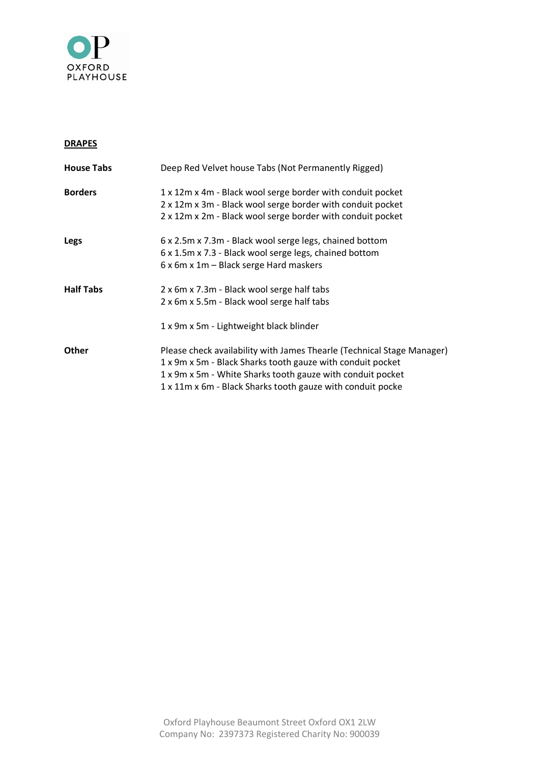## DRAPES

| | |
|---|---|
| **House Tabs** | Deep Red Velvet house Tabs (Not Permanently Rigged) |
| **Borders** | 1 x 12m x 4m - Black wool serge border with conduit pocket<br>2 x 12m x 3m - Black wool serge border with conduit pocket<br>2 x 12m x 2m - Black wool serge border with conduit pocket |
| **Legs** | 6 x 2.5m x 7.3m - Black wool serge legs, chained bottom<br>6 x 1.5m x 7.3 - Black wool serge legs, chained bottom<br>6 x 6m x 1m – Black serge Hard maskers |
| **Half Tabs** | 2 x 6m x 7.3m - Black wool serge half tabs<br>2 x 6m x 5.5m - Black wool serge half tabs |
| | 1 x 9m x 5m - Lightweight black blinder |
| **Other** | Please check availability with James Thearle (Technical Stage Manager)<br>1 x 9m x 5m - Black Sharks tooth gauze with conduit pocket<br>1 x 9m x 5m - White Sharks tooth gauze with conduit pocket<br>1 x 11m x 6m - Black Sharks tooth gauze with conduit pocke |

Oxford Playhouse Beaumont Street Oxford OX1 2LW
Company No: 2397373 Registered Charity No: 900039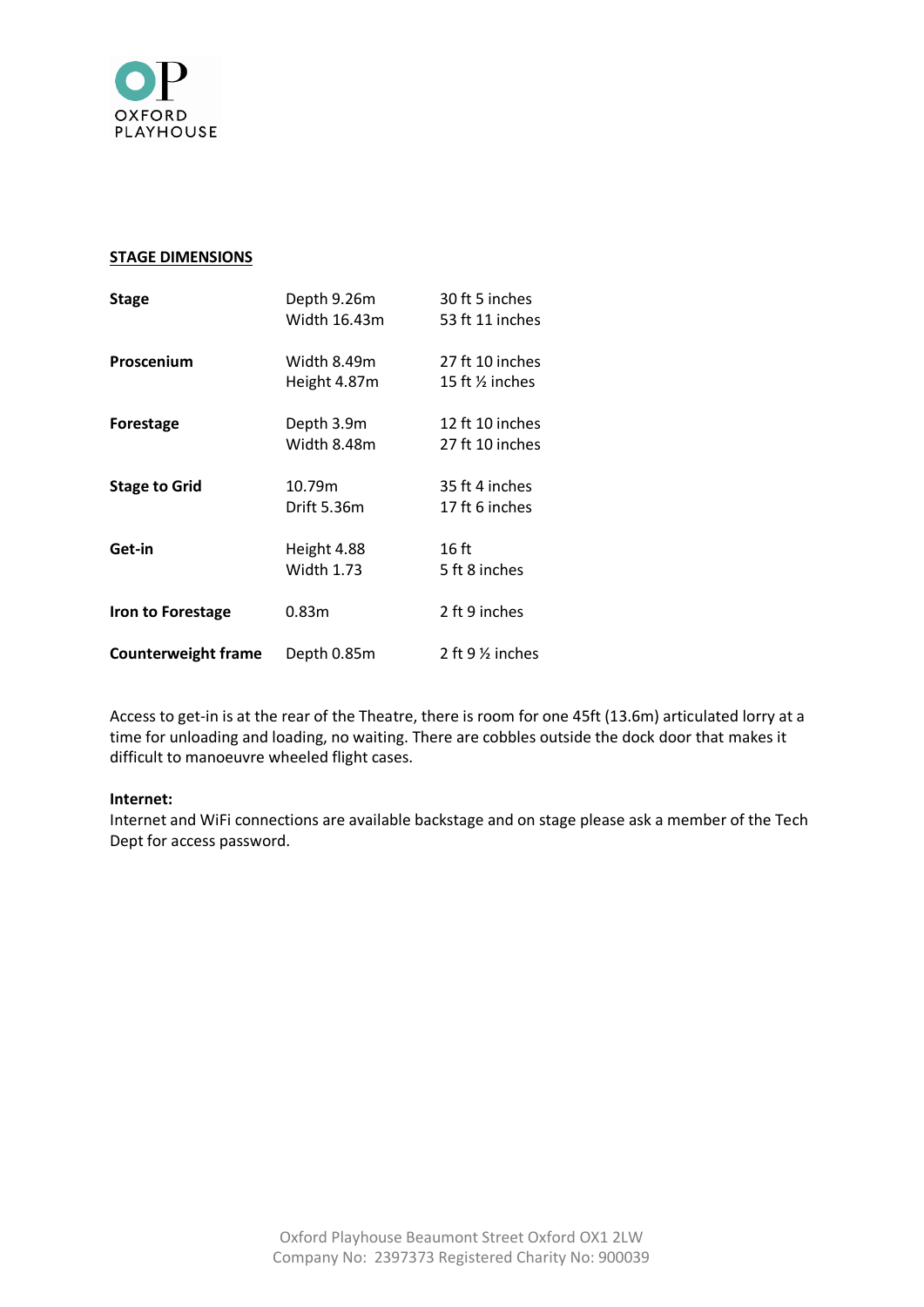OXFORD PLAYHOUSE

## STAGE DIMENSIONS

| | | |
|---|---|---|
| **Stage** | Depth 9.26m<br>Width 16.43m | 30 ft 5 inches<br>53 ft 11 inches |
| **Proscenium** | Width 8.49m<br>Height 4.87m | 27 ft 10 inches<br>15 ft ½ inches |
| **Forestage** | Depth 3.9m<br>Width 8.48m | 12 ft 10 inches<br>27 ft 10 inches |
| **Stage to Grid** | 10.79m<br>Drift 5.36m | 35 ft 4 inches<br>17 ft 6 inches |
| **Get-in** | Height 4.88<br>Width 1.73 | 16 ft<br>5 ft 8 inches |
| **Iron to Forestage** | 0.83m | 2 ft 9 inches |
| **Counterweight frame** | Depth 0.85m | 2 ft 9 ½ inches |

Access to get-in is at the rear of the Theatre, there is room for one 45ft (13.6m) articulated lorry at a time for unloading and loading, no waiting. There are cobbles outside the dock door that makes it difficult to manoeuvre wheeled flight cases.

**Internet:**
Internet and WiFi connections are available backstage and on stage please ask a member of the Tech Dept for access password.

Oxford Playhouse Beaumont Street Oxford OX1 2LW
Company No: 2397373 Registered Charity No: 900039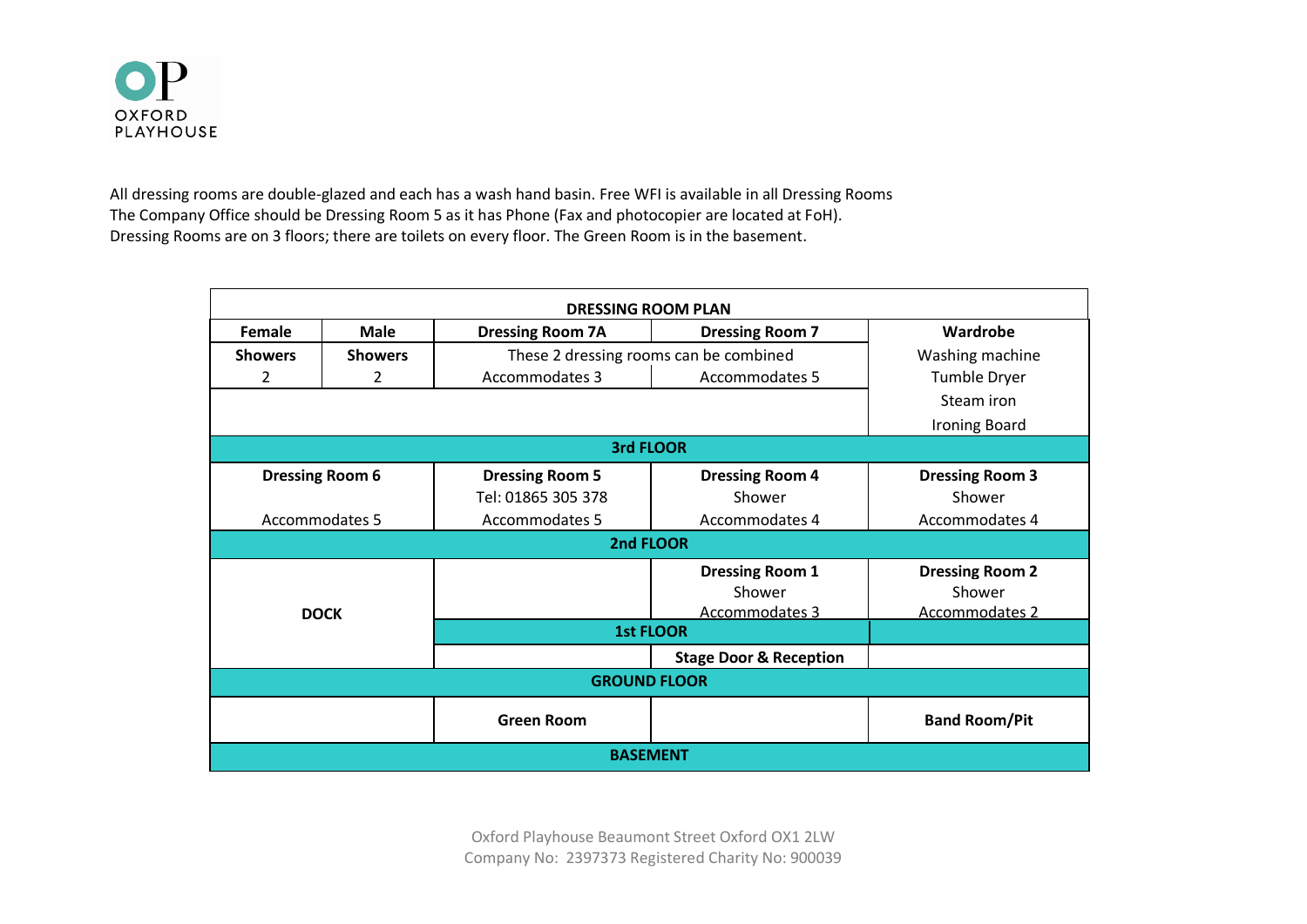OXFORD PLAYHOUSE

All dressing rooms are double-glazed and each has a wash hand basin. Free WFI is available in all Dressing Rooms
The Company Office should be Dressing Room 5 as it has Phone (Fax and photocopier are located at FoH).
Dressing Rooms are on 3 floors; there are toilets on every floor. The Green Room is in the basement.

| DRESSING ROOM PLAN | | | | | |
|---|---|---|---|---|---|
| **Female** | **Male** | **Dressing Room 7A** | **Dressing Room 7** | **Wardrobe** |
| **Showers** 2 | **Showers** 2 | These 2 dressing rooms can be combined<br>Accommodates 3 | Accommodates 5 | Washing machine<br>Tumble Dryer<br>Steam iron<br>Ironing Board |
| **3rd FLOOR** | | | | |
| **Dressing Room 6**<br>Accommodates 5 | | **Dressing Room 5**<br>Tel: 01865 305 378<br>Accommodates 5 | **Dressing Room 4**<br>Shower<br>Accommodates 4 | **Dressing Room 3**<br>Shower<br>Accommodates 4 |
| **2nd FLOOR** | | | | |
| **DOCK** | | | **Dressing Room 1**<br>Shower<br>Accommodates 3 | **Dressing Room 2**<br>Shower<br>Accommodates 2 |
| | | **1st FLOOR** | | |
| | | | **Stage Door & Reception** | |
| **GROUND FLOOR** | | | | |
| | | **Green Room** | | **Band Room/Pit** |
| **BASEMENT** | | | | |

Oxford Playhouse Beaumont Street Oxford OX1 2LW
Company No: 2397373 Registered Charity No: 900039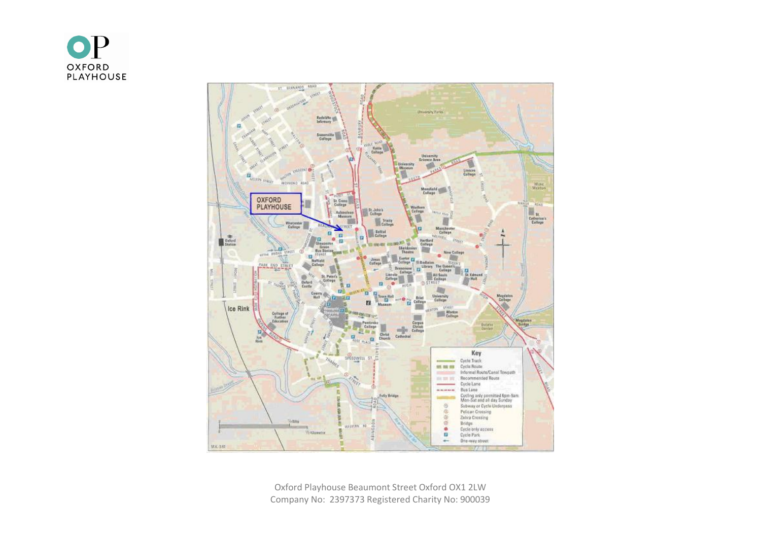OXFORD PLAYHOUSE

Oxford Playhouse Beaumont Street Oxford OX1 2LW
Company No: 2397373 Registered Charity No: 900039